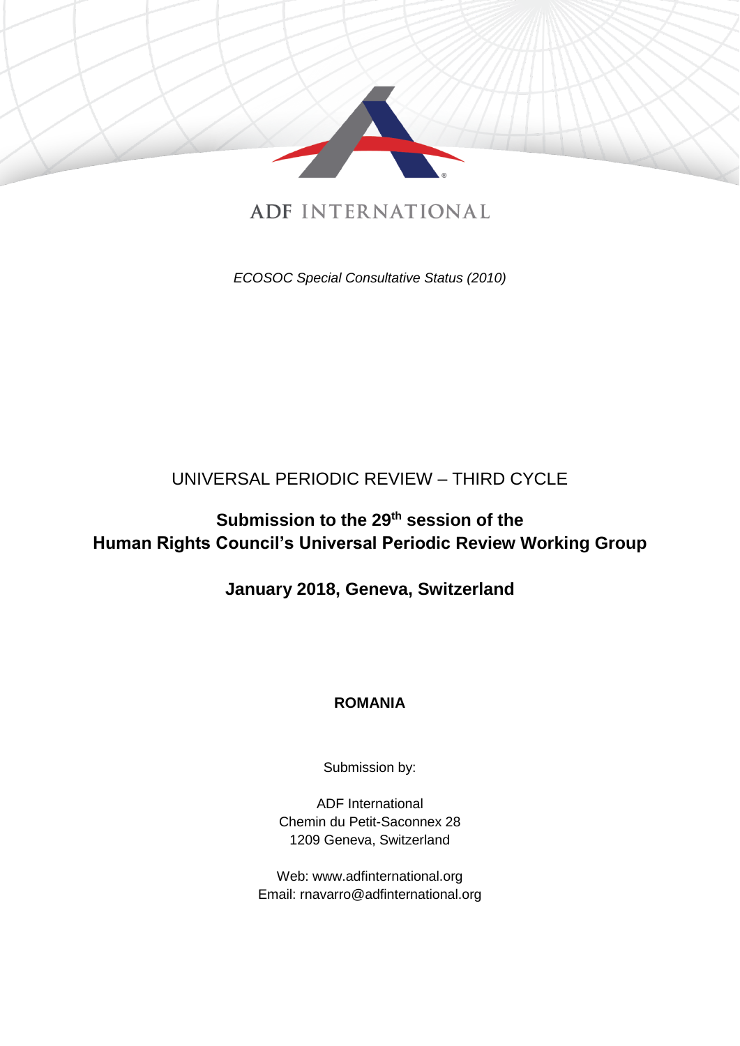ADF INTERNATIONAL

*ECOSOC Special Consultative Status (2010)*

UNIVERSAL PERIODIC REVIEW – THIRD CYCLE

**Submission to the 29th session of the Human Rights Council's Universal Periodic Review Working Group**

**January 2018, Geneva, Switzerland**

**ROMANIA**

Submission by:

ADF International
Chemin du Petit-Saconnex 28
1209 Geneva, Switzerland

Web: www.adfinternational.org
Email: rnavarro@adfinternational.org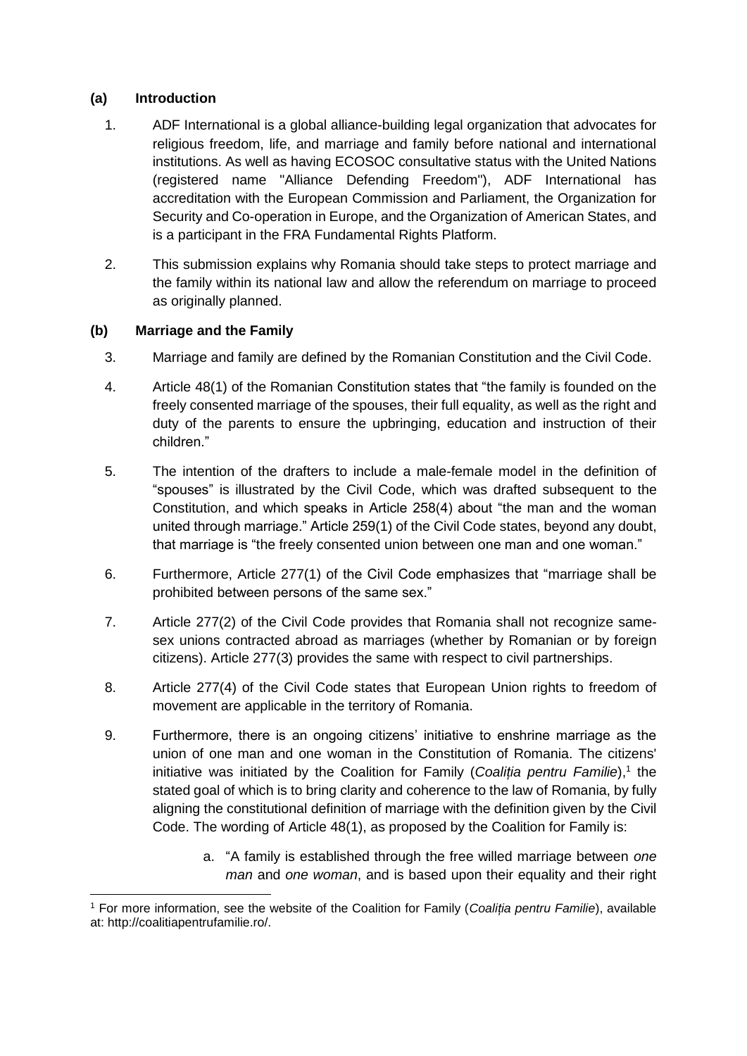## (a) Introduction

1. ADF International is a global alliance-building legal organization that advocates for religious freedom, life, and marriage and family before national and international institutions. As well as having ECOSOC consultative status with the United Nations (registered name "Alliance Defending Freedom"), ADF International has accreditation with the European Commission and Parliament, the Organization for Security and Co-operation in Europe, and the Organization of American States, and is a participant in the FRA Fundamental Rights Platform.

2. This submission explains why Romania should take steps to protect marriage and the family within its national law and allow the referendum on marriage to proceed as originally planned.

## (b) Marriage and the Family

3. Marriage and family are defined by the Romanian Constitution and the Civil Code.

4. Article 48(1) of the Romanian Constitution states that "the family is founded on the freely consented marriage of the spouses, their full equality, as well as the right and duty of the parents to ensure the upbringing, education and instruction of their children."

5. The intention of the drafters to include a male-female model in the definition of "spouses" is illustrated by the Civil Code, which was drafted subsequent to the Constitution, and which speaks in Article 258(4) about "the man and the woman united through marriage." Article 259(1) of the Civil Code states, beyond any doubt, that marriage is "the freely consented union between one man and one woman."

6. Furthermore, Article 277(1) of the Civil Code emphasizes that "marriage shall be prohibited between persons of the same sex."

7. Article 277(2) of the Civil Code provides that Romania shall not recognize same-sex unions contracted abroad as marriages (whether by Romanian or by foreign citizens). Article 277(3) provides the same with respect to civil partnerships.

8. Article 277(4) of the Civil Code states that European Union rights to freedom of movement are applicable in the territory of Romania.

9. Furthermore, there is an ongoing citizens' initiative to enshrine marriage as the union of one man and one woman in the Constitution of Romania. The citizens' initiative was initiated by the Coalition for Family (*Coaliția pentru Familie*),[1] the stated goal of which is to bring clarity and coherence to the law of Romania, by fully aligning the constitutional definition of marriage with the definition given by the Civil Code. The wording of Article 48(1), as proposed by the Coalition for Family is:

    a. "A family is established through the free willed marriage between *one man* and *one woman*, and is based upon their equality and their right

---

[1] For more information, see the website of the Coalition for Family (*Coaliția pentru Familie*), available at: http://coalitiapentrufamilie.ro/.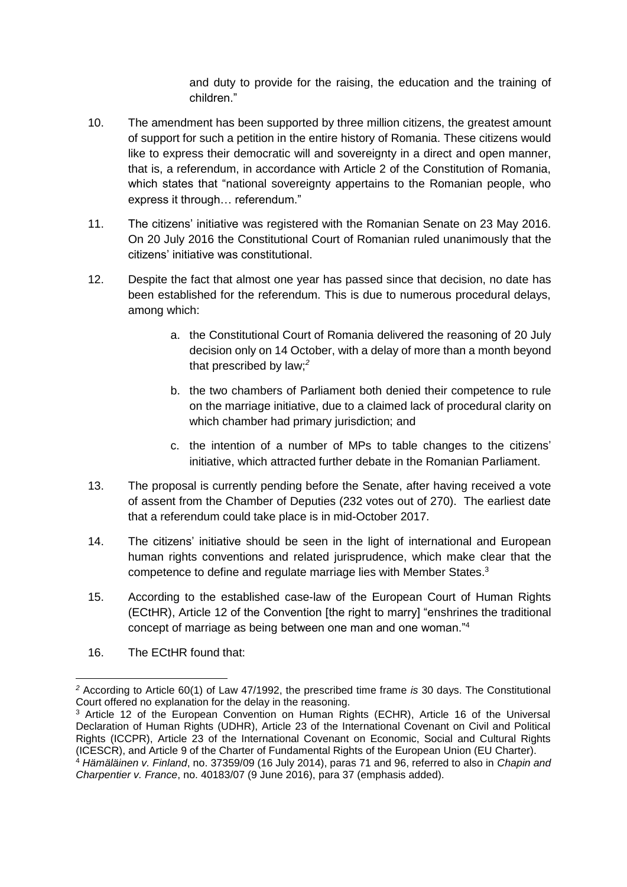and duty to provide for the raising, the education and the training of children."

10. The amendment has been supported by three million citizens, the greatest amount of support for such a petition in the entire history of Romania. These citizens would like to express their democratic will and sovereignty in a direct and open manner, that is, a referendum, in accordance with Article 2 of the Constitution of Romania, which states that "national sovereignty appertains to the Romanian people, who express it through… referendum."

11. The citizens' initiative was registered with the Romanian Senate on 23 May 2016. On 20 July 2016 the Constitutional Court of Romanian ruled unanimously that the citizens' initiative was constitutional.

12. Despite the fact that almost one year has passed since that decision, no date has been established for the referendum. This is due to numerous procedural delays, among which:

    a. the Constitutional Court of Romania delivered the reasoning of 20 July decision only on 14 October, with a delay of more than a month beyond that prescribed by law;[2]

    b. the two chambers of Parliament both denied their competence to rule on the marriage initiative, due to a claimed lack of procedural clarity on which chamber had primary jurisdiction; and

    c. the intention of a number of MPs to table changes to the citizens' initiative, which attracted further debate in the Romanian Parliament.

13. The proposal is currently pending before the Senate, after having received a vote of assent from the Chamber of Deputies (232 votes out of 270). The earliest date that a referendum could take place is in mid-October 2017.

14. The citizens' initiative should be seen in the light of international and European human rights conventions and related jurisprudence, which make clear that the competence to define and regulate marriage lies with Member States.[3]

15. According to the established case-law of the European Court of Human Rights (ECtHR), Article 12 of the Convention [the right to marry] "enshrines the traditional concept of marriage as being between one man and one woman."[4]

16. The ECtHR found that:

---

[2] According to Article 60(1) of Law 47/1992, the prescribed time frame *is* 30 days. The Constitutional Court offered no explanation for the delay in the reasoning.

[3] Article 12 of the European Convention on Human Rights (ECHR), Article 16 of the Universal Declaration of Human Rights (UDHR), Article 23 of the International Covenant on Civil and Political Rights (ICCPR), Article 23 of the International Covenant on Economic, Social and Cultural Rights (ICESCR), and Article 9 of the Charter of Fundamental Rights of the European Union (EU Charter).

[4] *Hämäläinen v. Finland*, no. 37359/09 (16 July 2014), paras 71 and 96, referred to also in *Chapin and Charpentier v. France*, no. 40183/07 (9 June 2016), para 37 (emphasis added).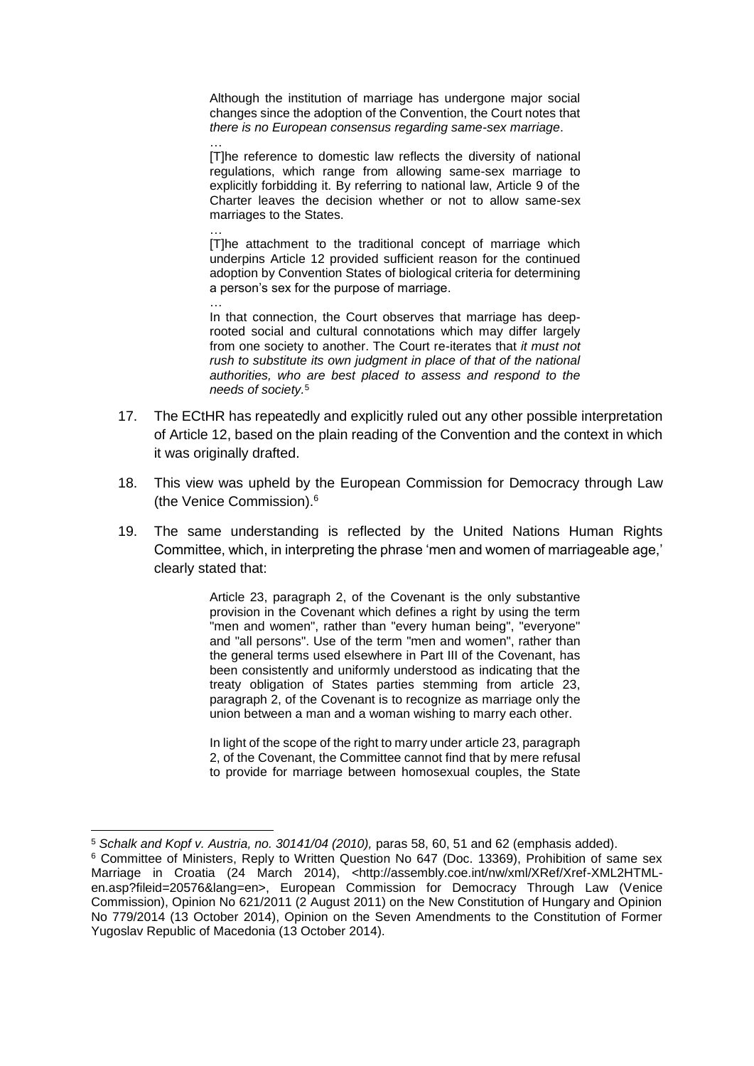> Although the institution of marriage has undergone major social changes since the adoption of the Convention, the Court notes that *there is no European consensus regarding same-sex marriage*.
>
> …
>
> [T]he reference to domestic law reflects the diversity of national regulations, which range from allowing same-sex marriage to explicitly forbidding it. By referring to national law, Article 9 of the Charter leaves the decision whether or not to allow same-sex marriages to the States.
>
> …
>
> [T]he attachment to the traditional concept of marriage which underpins Article 12 provided sufficient reason for the continued adoption by Convention States of biological criteria for determining a person's sex for the purpose of marriage.
>
> …
>
> In that connection, the Court observes that marriage has deep-rooted social and cultural connotations which may differ largely from one society to another. The Court re-iterates that *it must not rush to substitute its own judgment in place of that of the national authorities, who are best placed to assess and respond to the needs of society.*[5]

17. The ECtHR has repeatedly and explicitly ruled out any other possible interpretation of Article 12, based on the plain reading of the Convention and the context in which it was originally drafted.

18. This view was upheld by the European Commission for Democracy through Law (the Venice Commission).[6]

19. The same understanding is reflected by the United Nations Human Rights Committee, which, in interpreting the phrase 'men and women of marriageable age,' clearly stated that:

> Article 23, paragraph 2, of the Covenant is the only substantive provision in the Covenant which defines a right by using the term "men and women", rather than "every human being", "everyone" and "all persons". Use of the term "men and women", rather than the general terms used elsewhere in Part III of the Covenant, has been consistently and uniformly understood as indicating that the treaty obligation of States parties stemming from article 23, paragraph 2, of the Covenant is to recognize as marriage only the union between a man and a woman wishing to marry each other.
>
> In light of the scope of the right to marry under article 23, paragraph 2, of the Covenant, the Committee cannot find that by mere refusal to provide for marriage between homosexual couples, the State

---

[5] *Schalk and Kopf v. Austria, no. 30141/04 (2010),* paras 58, 60, 51 and 62 (emphasis added).

[6] Committee of Ministers, Reply to Written Question No 647 (Doc. 13369), Prohibition of same sex Marriage in Croatia (24 March 2014), <http://assembly.coe.int/nw/xml/XRef/Xref-XML2HTML-en.asp?fileid=20576&lang=en>, European Commission for Democracy Through Law (Venice Commission), Opinion No 621/2011 (2 August 2011) on the New Constitution of Hungary and Opinion No 779/2014 (13 October 2014), Opinion on the Seven Amendments to the Constitution of Former Yugoslav Republic of Macedonia (13 October 2014).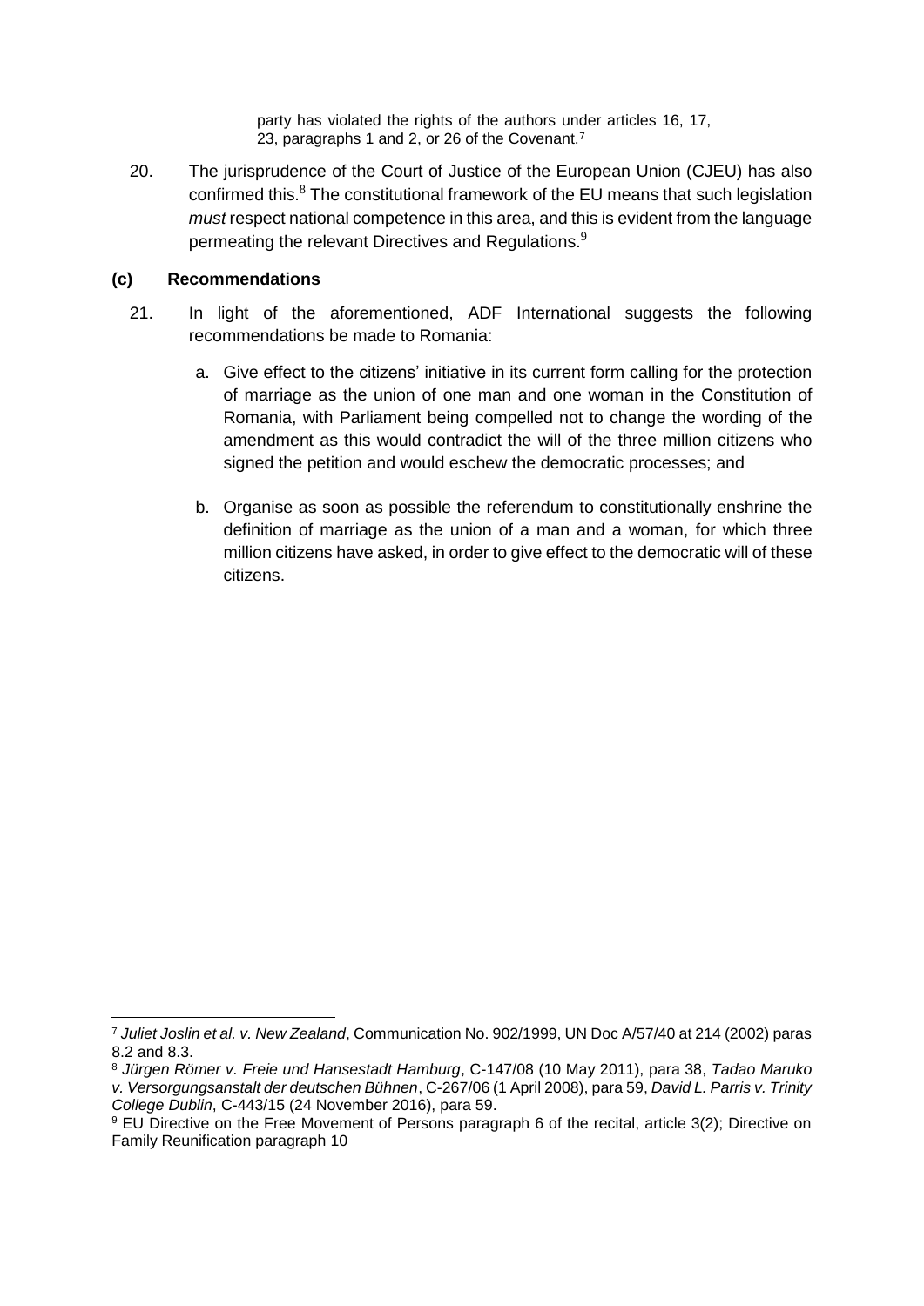party has violated the rights of the authors under articles 16, 17, 23, paragraphs 1 and 2, or 26 of the Covenant.[7]

20. The jurisprudence of the Court of Justice of the European Union (CJEU) has also confirmed this.[8] The constitutional framework of the EU means that such legislation *must* respect national competence in this area, and this is evident from the language permeating the relevant Directives and Regulations.[9]

### (c) Recommendations

21. In light of the aforementioned, ADF International suggests the following recommendations be made to Romania:

    a. Give effect to the citizens' initiative in its current form calling for the protection of marriage as the union of one man and one woman in the Constitution of Romania, with Parliament being compelled not to change the wording of the amendment as this would contradict the will of the three million citizens who signed the petition and would eschew the democratic processes; and

    b. Organise as soon as possible the referendum to constitutionally enshrine the definition of marriage as the union of a man and a woman, for which three million citizens have asked, in order to give effect to the democratic will of these citizens.

---

[7] *Juliet Joslin et al. v. New Zealand*, Communication No. 902/1999, UN Doc A/57/40 at 214 (2002) paras 8.2 and 8.3.

[8] *Jürgen Römer v. Freie und Hansestadt Hamburg*, C-147/08 (10 May 2011), para 38, *Tadao Maruko v. Versorgungsanstalt der deutschen Bühnen*, C-267/06 (1 April 2008), para 59, *David L. Parris v. Trinity College Dublin*, C-443/15 (24 November 2016), para 59.

[9] EU Directive on the Free Movement of Persons paragraph 6 of the recital, article 3(2); Directive on Family Reunification paragraph 10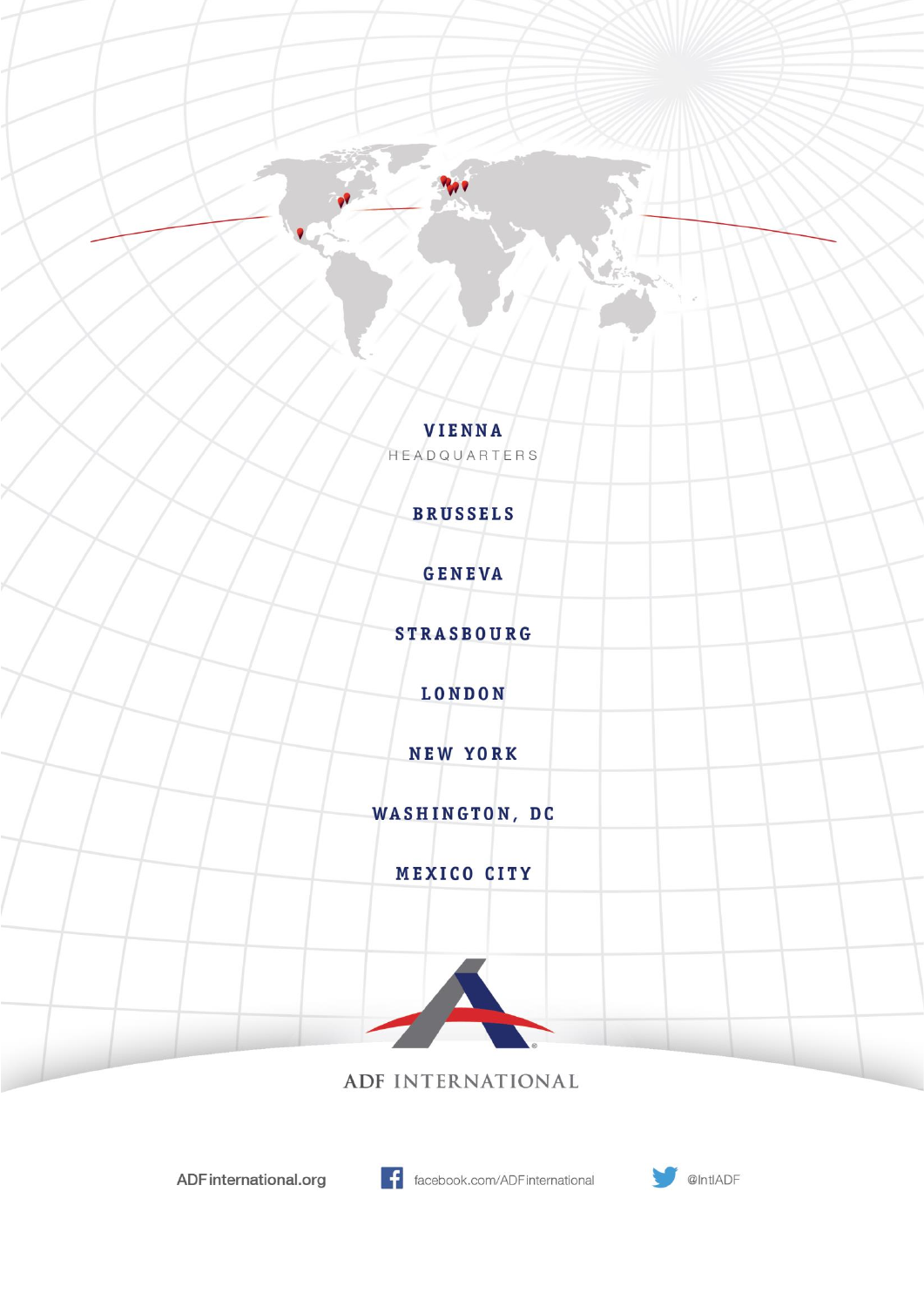**VIENNA**
HEADQUARTERS

**BRUSSELS**

**GENEVA**

**STRASBOURG**

**LONDON**

**NEW YORK**

**WASHINGTON, DC**

**MEXICO CITY**

ADF INTERNATIONAL

ADFinternational.org

facebook.com/ADFinternational

@IntlADF